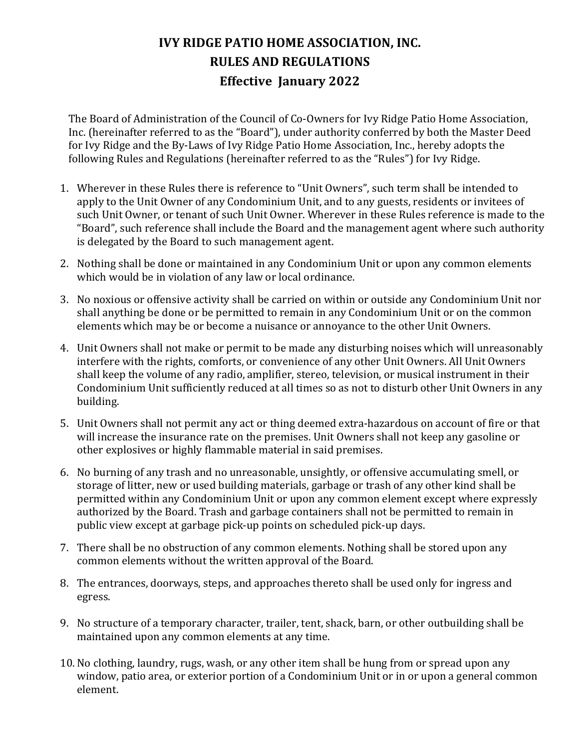# IVY RIDGE PATIO HOME ASSOCIATION, INC.
# RULES AND REGULATIONS
# Effective January 2022

The Board of Administration of the Council of Co-Owners for Ivy Ridge Patio Home Association, Inc. (hereinafter referred to as the "Board"), under authority conferred by both the Master Deed for Ivy Ridge and the By-Laws of Ivy Ridge Patio Home Association, Inc., hereby adopts the following Rules and Regulations (hereinafter referred to as the "Rules") for Ivy Ridge.

1. Wherever in these Rules there is reference to "Unit Owners", such term shall be intended to apply to the Unit Owner of any Condominium Unit, and to any guests, residents or invitees of such Unit Owner, or tenant of such Unit Owner. Wherever in these Rules reference is made to the "Board", such reference shall include the Board and the management agent where such authority is delegated by the Board to such management agent.
2. Nothing shall be done or maintained in any Condominium Unit or upon any common elements which would be in violation of any law or local ordinance.
3. No noxious or offensive activity shall be carried on within or outside any Condominium Unit nor shall anything be done or be permitted to remain in any Condominium Unit or on the common elements which may be or become a nuisance or annoyance to the other Unit Owners.
4. Unit Owners shall not make or permit to be made any disturbing noises which will unreasonably interfere with the rights, comforts, or convenience of any other Unit Owners. All Unit Owners shall keep the volume of any radio, amplifier, stereo, television, or musical instrument in their Condominium Unit sufficiently reduced at all times so as not to disturb other Unit Owners in any building.
5. Unit Owners shall not permit any act or thing deemed extra-hazardous on account of fire or that will increase the insurance rate on the premises. Unit Owners shall not keep any gasoline or other explosives or highly flammable material in said premises.
6. No burning of any trash and no unreasonable, unsightly, or offensive accumulating smell, or storage of litter, new or used building materials, garbage or trash of any other kind shall be permitted within any Condominium Unit or upon any common element except where expressly authorized by the Board. Trash and garbage containers shall not be permitted to remain in public view except at garbage pick-up points on scheduled pick-up days.
7. There shall be no obstruction of any common elements. Nothing shall be stored upon any common elements without the written approval of the Board.
8. The entrances, doorways, steps, and approaches thereto shall be used only for ingress and egress.
9. No structure of a temporary character, trailer, tent, shack, barn, or other outbuilding shall be maintained upon any common elements at any time.
10. No clothing, laundry, rugs, wash, or any other item shall be hung from or spread upon any window, patio area, or exterior portion of a Condominium Unit or in or upon a general common element.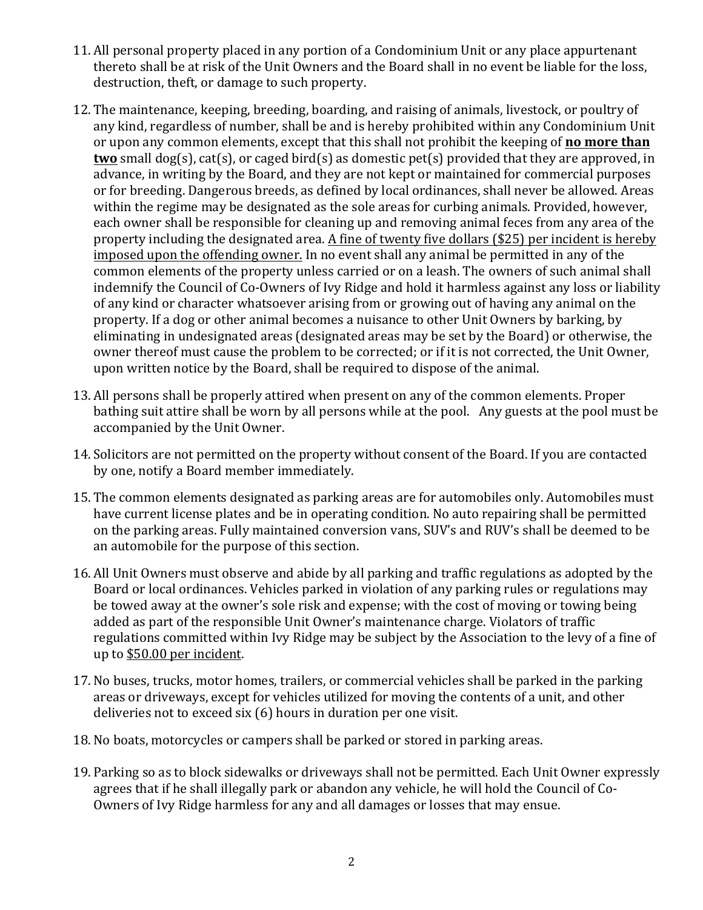11. All personal property placed in any portion of a Condominium Unit or any place appurtenant thereto shall be at risk of the Unit Owners and the Board shall in no event be liable for the loss, destruction, theft, or damage to such property.

12. The maintenance, keeping, breeding, boarding, and raising of animals, livestock, or poultry of any kind, regardless of number, shall be and is hereby prohibited within any Condominium Unit or upon any common elements, except that this shall not prohibit the keeping of **<u>no more than two</u>** small dog(s), cat(s), or caged bird(s) as domestic pet(s) provided that they are approved, in advance, in writing by the Board, and they are not kept or maintained for commercial purposes or for breeding. Dangerous breeds, as defined by local ordinances, shall never be allowed. Areas within the regime may be designated as the sole areas for curbing animals. Provided, however, each owner shall be responsible for cleaning up and removing animal feces from any area of the property including the designated area. <u>A fine of twenty five dollars ($25) per incident is hereby imposed upon the offending owner.</u> In no event shall any animal be permitted in any of the common elements of the property unless carried or on a leash. The owners of such animal shall indemnify the Council of Co-Owners of Ivy Ridge and hold it harmless against any loss or liability of any kind or character whatsoever arising from or growing out of having any animal on the property. If a dog or other animal becomes a nuisance to other Unit Owners by barking, by eliminating in undesignated areas (designated areas may be set by the Board) or otherwise, the owner thereof must cause the problem to be corrected; or if it is not corrected, the Unit Owner, upon written notice by the Board, shall be required to dispose of the animal.

13. All persons shall be properly attired when present on any of the common elements. Proper bathing suit attire shall be worn by all persons while at the pool. Any guests at the pool must be accompanied by the Unit Owner.

14. Solicitors are not permitted on the property without consent of the Board. If you are contacted by one, notify a Board member immediately.

15. The common elements designated as parking areas are for automobiles only. Automobiles must have current license plates and be in operating condition. No auto repairing shall be permitted on the parking areas. Fully maintained conversion vans, SUV's and RUV's shall be deemed to be an automobile for the purpose of this section.

16. All Unit Owners must observe and abide by all parking and traffic regulations as adopted by the Board or local ordinances. Vehicles parked in violation of any parking rules or regulations may be towed away at the owner's sole risk and expense; with the cost of moving or towing being added as part of the responsible Unit Owner's maintenance charge. Violators of traffic regulations committed within Ivy Ridge may be subject by the Association to the levy of a fine of up to <u>$50.00 per incident</u>.

17. No buses, trucks, motor homes, trailers, or commercial vehicles shall be parked in the parking areas or driveways, except for vehicles utilized for moving the contents of a unit, and other deliveries not to exceed six (6) hours in duration per one visit.

18. No boats, motorcycles or campers shall be parked or stored in parking areas.

19. Parking so as to block sidewalks or driveways shall not be permitted. Each Unit Owner expressly agrees that if he shall illegally park or abandon any vehicle, he will hold the Council of Co-Owners of Ivy Ridge harmless for any and all damages or losses that may ensue.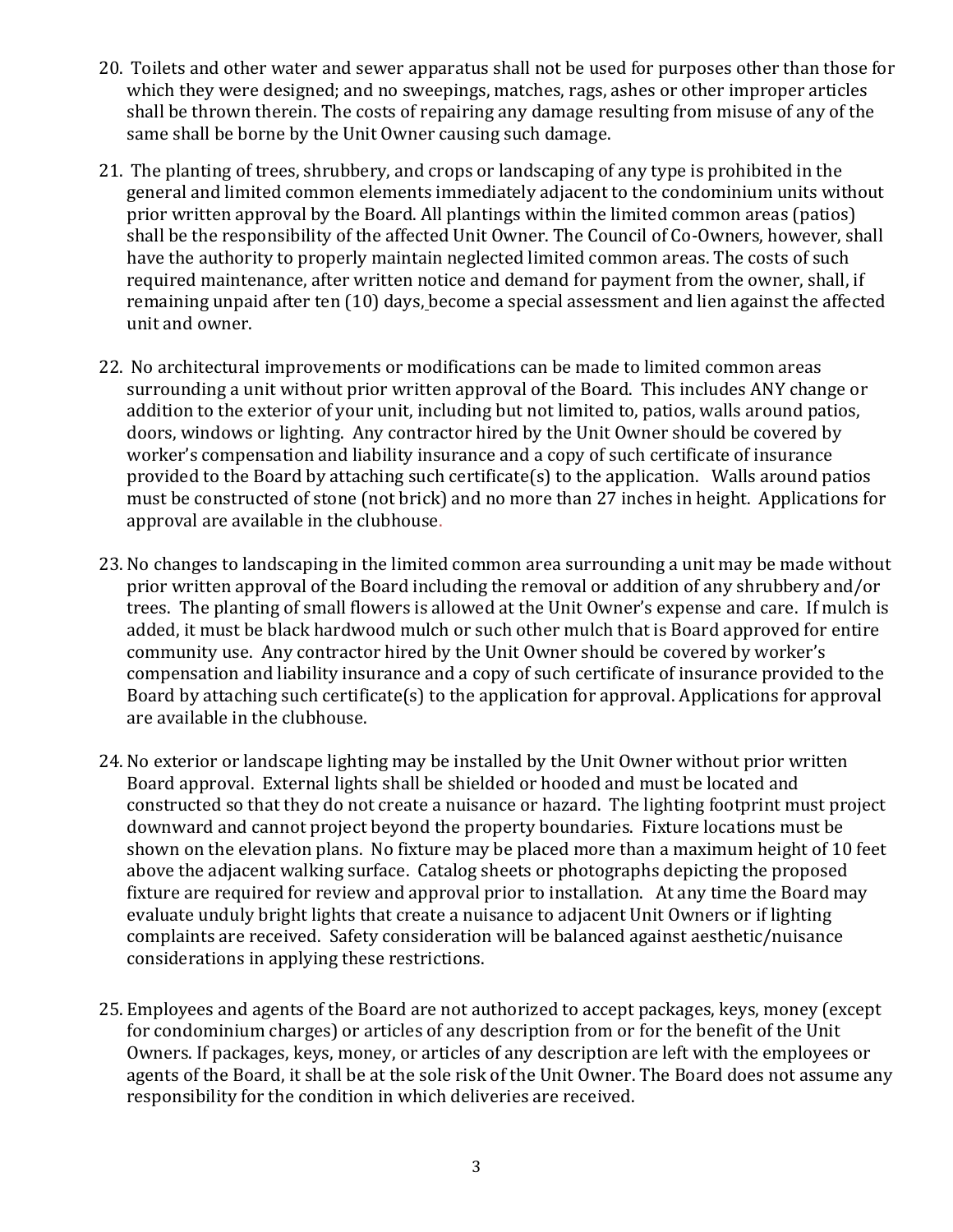20. Toilets and other water and sewer apparatus shall not be used for purposes other than those for which they were designed; and no sweepings, matches, rags, ashes or other improper articles shall be thrown therein. The costs of repairing any damage resulting from misuse of any of the same shall be borne by the Unit Owner causing such damage.

21. The planting of trees, shrubbery, and crops or landscaping of any type is prohibited in the general and limited common elements immediately adjacent to the condominium units without prior written approval by the Board. All plantings within the limited common areas (patios) shall be the responsibility of the affected Unit Owner. The Council of Co-Owners, however, shall have the authority to properly maintain neglected limited common areas. The costs of such required maintenance, after written notice and demand for payment from the owner, shall, if remaining unpaid after ten (10) days, become a special assessment and lien against the affected unit and owner.

22. No architectural improvements or modifications can be made to limited common areas surrounding a unit without prior written approval of the Board. This includes ANY change or addition to the exterior of your unit, including but not limited to, patios, walls around patios, doors, windows or lighting. Any contractor hired by the Unit Owner should be covered by worker's compensation and liability insurance and a copy of such certificate of insurance provided to the Board by attaching such certificate(s) to the application. Walls around patios must be constructed of stone (not brick) and no more than 27 inches in height. Applications for approval are available in the clubhouse.

23. No changes to landscaping in the limited common area surrounding a unit may be made without prior written approval of the Board including the removal or addition of any shrubbery and/or trees. The planting of small flowers is allowed at the Unit Owner's expense and care. If mulch is added, it must be black hardwood mulch or such other mulch that is Board approved for entire community use. Any contractor hired by the Unit Owner should be covered by worker's compensation and liability insurance and a copy of such certificate of insurance provided to the Board by attaching such certificate(s) to the application for approval. Applications for approval are available in the clubhouse.

24. No exterior or landscape lighting may be installed by the Unit Owner without prior written Board approval. External lights shall be shielded or hooded and must be located and constructed so that they do not create a nuisance or hazard. The lighting footprint must project downward and cannot project beyond the property boundaries. Fixture locations must be shown on the elevation plans. No fixture may be placed more than a maximum height of 10 feet above the adjacent walking surface. Catalog sheets or photographs depicting the proposed fixture are required for review and approval prior to installation. At any time the Board may evaluate unduly bright lights that create a nuisance to adjacent Unit Owners or if lighting complaints are received. Safety consideration will be balanced against aesthetic/nuisance considerations in applying these restrictions.

25. Employees and agents of the Board are not authorized to accept packages, keys, money (except for condominium charges) or articles of any description from or for the benefit of the Unit Owners. If packages, keys, money, or articles of any description are left with the employees or agents of the Board, it shall be at the sole risk of the Unit Owner. The Board does not assume any responsibility for the condition in which deliveries are received.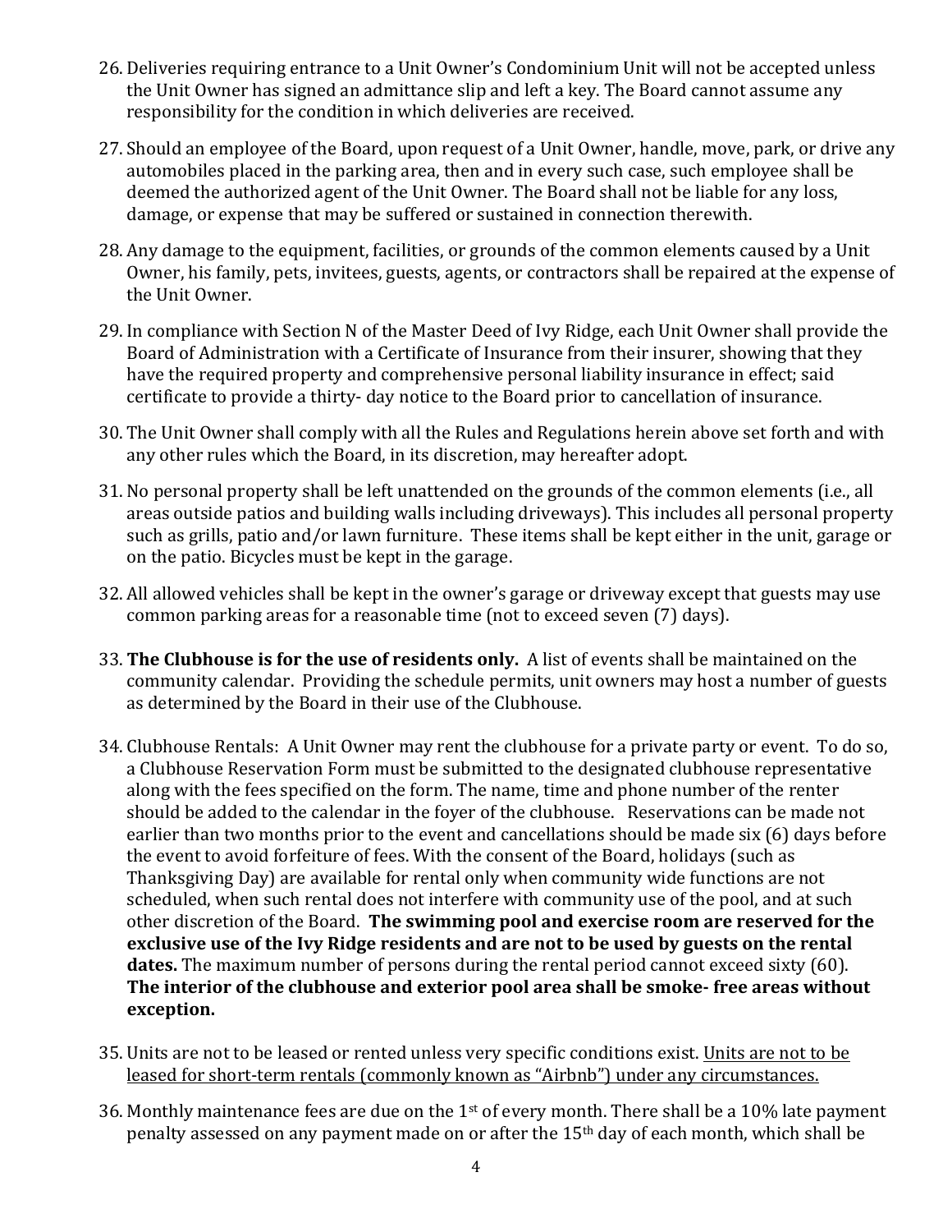26. Deliveries requiring entrance to a Unit Owner's Condominium Unit will not be accepted unless the Unit Owner has signed an admittance slip and left a key. The Board cannot assume any responsibility for the condition in which deliveries are received.

27. Should an employee of the Board, upon request of a Unit Owner, handle, move, park, or drive any automobiles placed in the parking area, then and in every such case, such employee shall be deemed the authorized agent of the Unit Owner. The Board shall not be liable for any loss, damage, or expense that may be suffered or sustained in connection therewith.

28. Any damage to the equipment, facilities, or grounds of the common elements caused by a Unit Owner, his family, pets, invitees, guests, agents, or contractors shall be repaired at the expense of the Unit Owner.

29. In compliance with Section N of the Master Deed of Ivy Ridge, each Unit Owner shall provide the Board of Administration with a Certificate of Insurance from their insurer, showing that they have the required property and comprehensive personal liability insurance in effect; said certificate to provide a thirty- day notice to the Board prior to cancellation of insurance.

30. The Unit Owner shall comply with all the Rules and Regulations herein above set forth and with any other rules which the Board, in its discretion, may hereafter adopt.

31. No personal property shall be left unattended on the grounds of the common elements (i.e., all areas outside patios and building walls including driveways). This includes all personal property such as grills, patio and/or lawn furniture. These items shall be kept either in the unit, garage or on the patio. Bicycles must be kept in the garage.

32. All allowed vehicles shall be kept in the owner's garage or driveway except that guests may use common parking areas for a reasonable time (not to exceed seven (7) days).

33. **The Clubhouse is for the use of residents only.** A list of events shall be maintained on the community calendar. Providing the schedule permits, unit owners may host a number of guests as determined by the Board in their use of the Clubhouse.

34. Clubhouse Rentals: A Unit Owner may rent the clubhouse for a private party or event. To do so, a Clubhouse Reservation Form must be submitted to the designated clubhouse representative along with the fees specified on the form. The name, time and phone number of the renter should be added to the calendar in the foyer of the clubhouse. Reservations can be made not earlier than two months prior to the event and cancellations should be made six (6) days before the event to avoid forfeiture of fees. With the consent of the Board, holidays (such as Thanksgiving Day) are available for rental only when community wide functions are not scheduled, when such rental does not interfere with community use of the pool, and at such other discretion of the Board. **The swimming pool and exercise room are reserved for the exclusive use of the Ivy Ridge residents and are not to be used by guests on the rental dates.** The maximum number of persons during the rental period cannot exceed sixty (60). **The interior of the clubhouse and exterior pool area shall be smoke- free areas without exception.**

35. Units are not to be leased or rented unless very specific conditions exist. <u>Units are not to be leased for short-term rentals (commonly known as "Airbnb") under any circumstances.</u>

36. Monthly maintenance fees are due on the 1st of every month. There shall be a 10% late payment penalty assessed on any payment made on or after the 15th day of each month, which shall be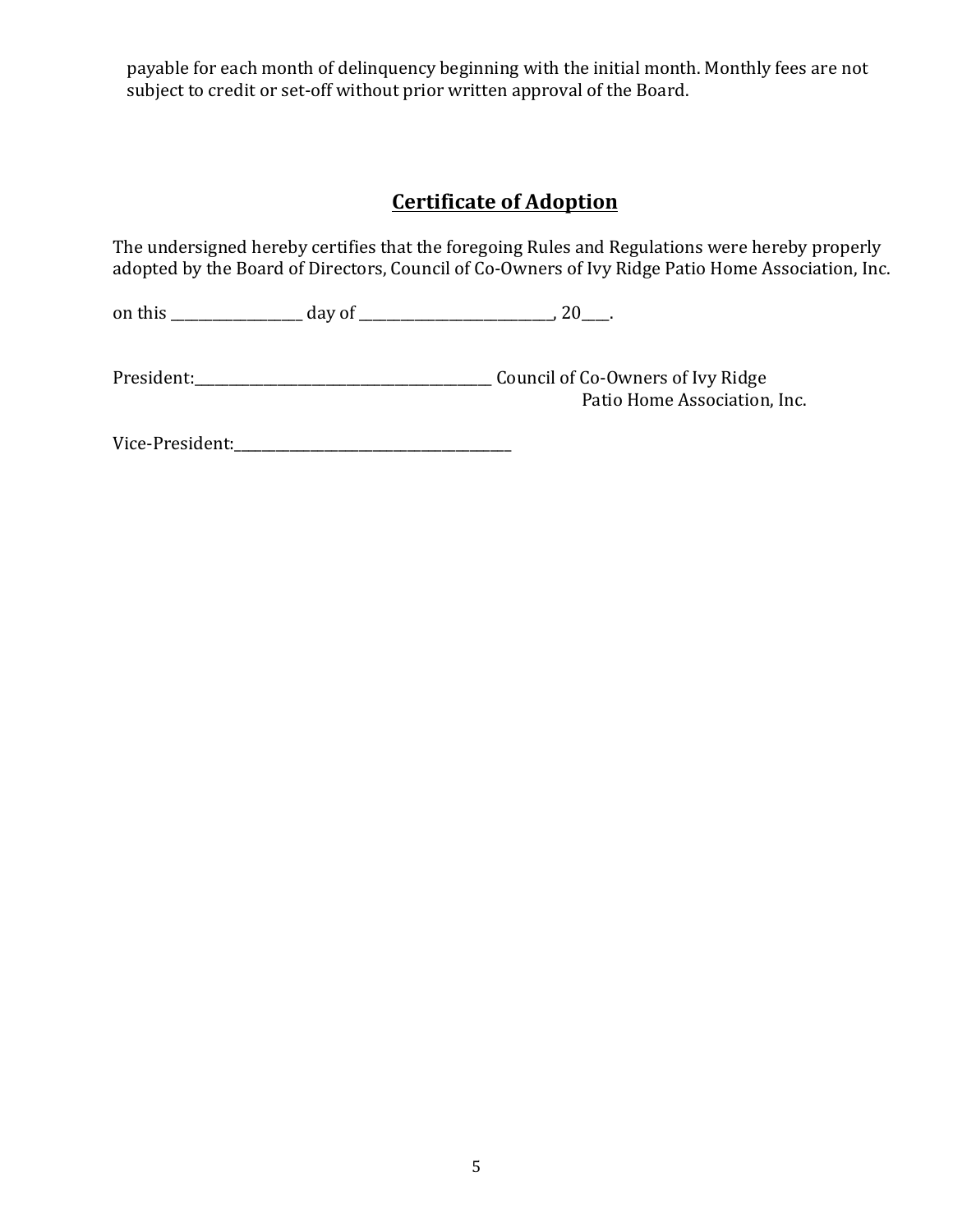payable for each month of delinquency beginning with the initial month. Monthly fees are not subject to credit or set-off without prior written approval of the Board.

## Certificate of Adoption

The undersigned hereby certifies that the foregoing Rules and Regulations were hereby properly adopted by the Board of Directors, Council of Co-Owners of Ivy Ridge Patio Home Association, Inc.

on this ___________________ day of ____________________________, 20____.

President:_____________________________________________ Council of Co-Owners of Ivy Ridge Patio Home Association, Inc.

Vice-President:__________________________________________